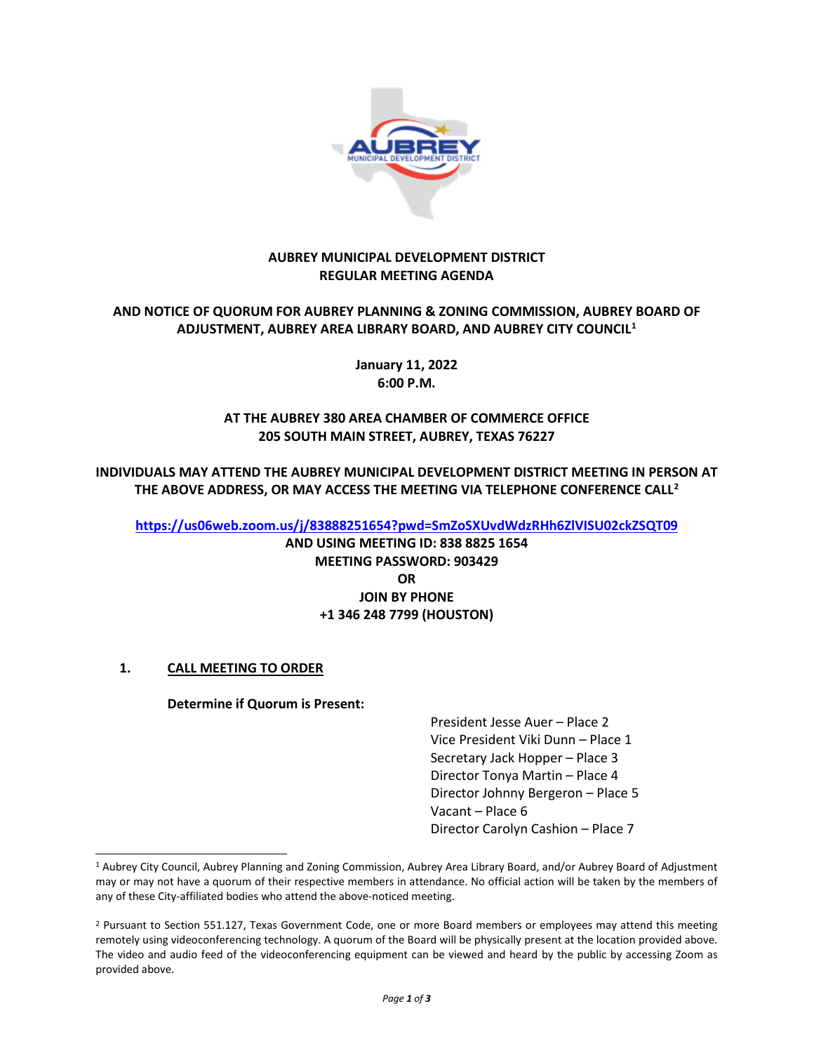**AUBREY MUNICIPAL DEVELOPMENT DISTRICT**
**REGULAR MEETING AGENDA**

**AND NOTICE OF QUORUM FOR AUBREY PLANNING & ZONING COMMISSION, AUBREY BOARD OF ADJUSTMENT, AUBREY AREA LIBRARY BOARD, AND AUBREY CITY COUNCIL[1]**

**January 11, 2022**
**6:00 P.M.**

**AT THE AUBREY 380 AREA CHAMBER OF COMMERCE OFFICE**
**205 SOUTH MAIN STREET, AUBREY, TEXAS 76227**

**INDIVIDUALS MAY ATTEND THE AUBREY MUNICIPAL DEVELOPMENT DISTRICT MEETING IN PERSON AT THE ABOVE ADDRESS, OR MAY ACCESS THE MEETING VIA TELEPHONE CONFERENCE CALL[2]**

**https://us06web.zoom.us/j/83888251654?pwd=SmZoSXUvdWdzRHh6ZlVISU02ckZSQT09**
**AND USING MEETING ID: 838 8825 1654**
**MEETING PASSWORD: 903429**
**OR**
**JOIN BY PHONE**
**+1 346 248 7799 (HOUSTON)**

## 1. CALL MEETING TO ORDER

**Determine if Quorum is Present:**

- President Jesse Auer – Place 2
- Vice President Viki Dunn – Place 1
- Secretary Jack Hopper – Place 3
- Director Tonya Martin – Place 4
- Director Johnny Bergeron – Place 5
- Vacant – Place 6
- Director Carolyn Cashion – Place 7

---

[1] Aubrey City Council, Aubrey Planning and Zoning Commission, Aubrey Area Library Board, and/or Aubrey Board of Adjustment may or may not have a quorum of their respective members in attendance. No official action will be taken by the members of any of these City-affiliated bodies who attend the above-noticed meeting.

[2] Pursuant to Section 551.127, Texas Government Code, one or more Board members or employees may attend this meeting remotely using videoconferencing technology. A quorum of the Board will be physically present at the location provided above. The video and audio feed of the videoconferencing equipment can be viewed and heard by the public by accessing Zoom as provided above.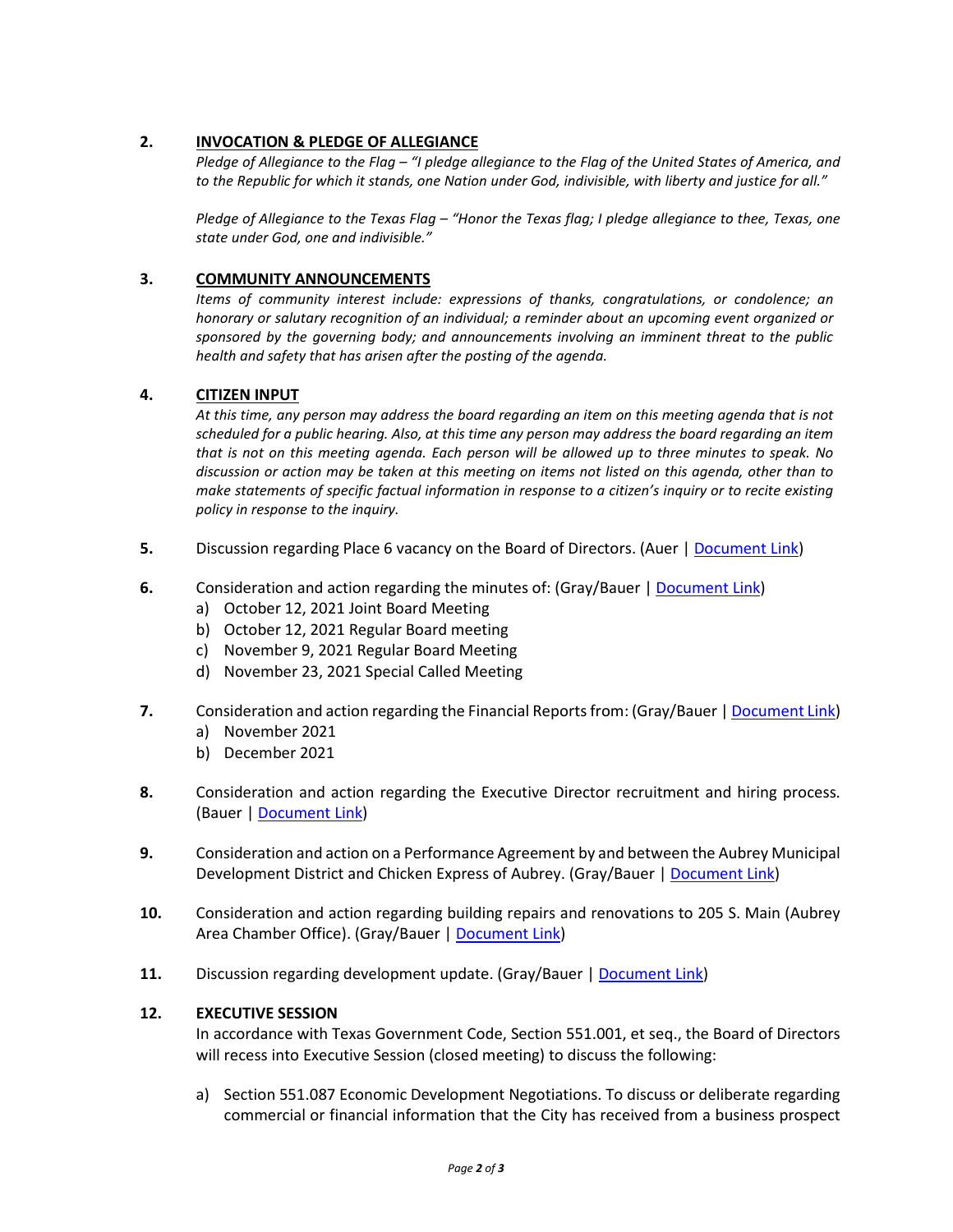**2. INVOCATION & PLEDGE OF ALLEGIANCE**

*Pledge of Allegiance to the Flag – "I pledge allegiance to the Flag of the United States of America, and to the Republic for which it stands, one Nation under God, indivisible, with liberty and justice for all."*

*Pledge of Allegiance to the Texas Flag – "Honor the Texas flag; I pledge allegiance to thee, Texas, one state under God, one and indivisible."*

**3. COMMUNITY ANNOUNCEMENTS**

*Items of community interest include: expressions of thanks, congratulations, or condolence; an honorary or salutary recognition of an individual; a reminder about an upcoming event organized or sponsored by the governing body; and announcements involving an imminent threat to the public health and safety that has arisen after the posting of the agenda.*

**4. CITIZEN INPUT**

*At this time, any person may address the board regarding an item on this meeting agenda that is not scheduled for a public hearing. Also, at this time any person may address the board regarding an item that is not on this meeting agenda. Each person will be allowed up to three minutes to speak. No discussion or action may be taken at this meeting on items not listed on this agenda, other than to make statements of specific factual information in response to a citizen's inquiry or to recite existing policy in response to the inquiry.*

**5.** Discussion regarding Place 6 vacancy on the Board of Directors. (Auer | Document Link)

**6.** Consideration and action regarding the minutes of: (Gray/Bauer | Document Link)
   a) October 12, 2021 Joint Board Meeting
   b) October 12, 2021 Regular Board meeting
   c) November 9, 2021 Regular Board Meeting
   d) November 23, 2021 Special Called Meeting

**7.** Consideration and action regarding the Financial Reports from: (Gray/Bauer | Document Link)
   a) November 2021
   b) December 2021

**8.** Consideration and action regarding the Executive Director recruitment and hiring process. (Bauer | Document Link)

**9.** Consideration and action on a Performance Agreement by and between the Aubrey Municipal Development District and Chicken Express of Aubrey. (Gray/Bauer | Document Link)

**10.** Consideration and action regarding building repairs and renovations to 205 S. Main (Aubrey Area Chamber Office). (Gray/Bauer | Document Link)

**11.** Discussion regarding development update. (Gray/Bauer | Document Link)

**12. EXECUTIVE SESSION**

In accordance with Texas Government Code, Section 551.001, et seq., the Board of Directors will recess into Executive Session (closed meeting) to discuss the following:

   a) Section 551.087 Economic Development Negotiations. To discuss or deliberate regarding commercial or financial information that the City has received from a business prospect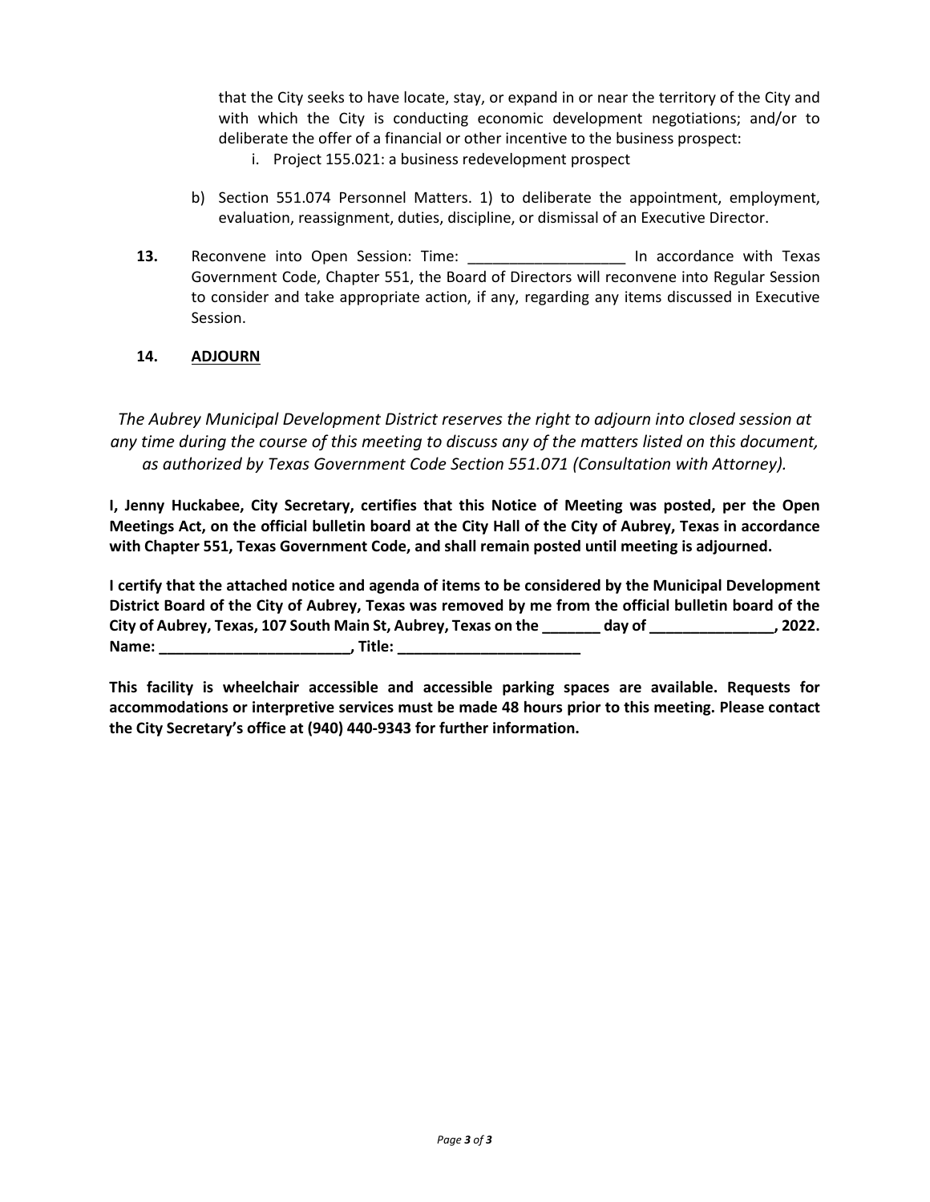that the City seeks to have locate, stay, or expand in or near the territory of the City and with which the City is conducting economic development negotiations; and/or to deliberate the offer of a financial or other incentive to the business prospect:

   i. Project 155.021: a business redevelopment prospect

b) Section 551.074 Personnel Matters. 1) to deliberate the appointment, employment, evaluation, reassignment, duties, discipline, or dismissal of an Executive Director.

**13.** Reconvene into Open Session: Time: ___________________ In accordance with Texas Government Code, Chapter 551, the Board of Directors will reconvene into Regular Session to consider and take appropriate action, if any, regarding any items discussed in Executive Session.

**14. ADJOURN**

*The Aubrey Municipal Development District reserves the right to adjourn into closed session at any time during the course of this meeting to discuss any of the matters listed on this document, as authorized by Texas Government Code Section 551.071 (Consultation with Attorney).*

**I, Jenny Huckabee, City Secretary, certifies that this Notice of Meeting was posted, per the Open Meetings Act, on the official bulletin board at the City Hall of the City of Aubrey, Texas in accordance with Chapter 551, Texas Government Code, and shall remain posted until meeting is adjourned.**

**I certify that the attached notice and agenda of items to be considered by the Municipal Development District Board of the City of Aubrey, Texas was removed by me from the official bulletin board of the City of Aubrey, Texas, 107 South Main St, Aubrey, Texas on the _______ day of _______________, 2022.**
**Name: _______________________, Title: ______________________**

**This facility is wheelchair accessible and accessible parking spaces are available. Requests for accommodations or interpretive services must be made 48 hours prior to this meeting. Please contact the City Secretary's office at (940) 440-9343 for further information.**